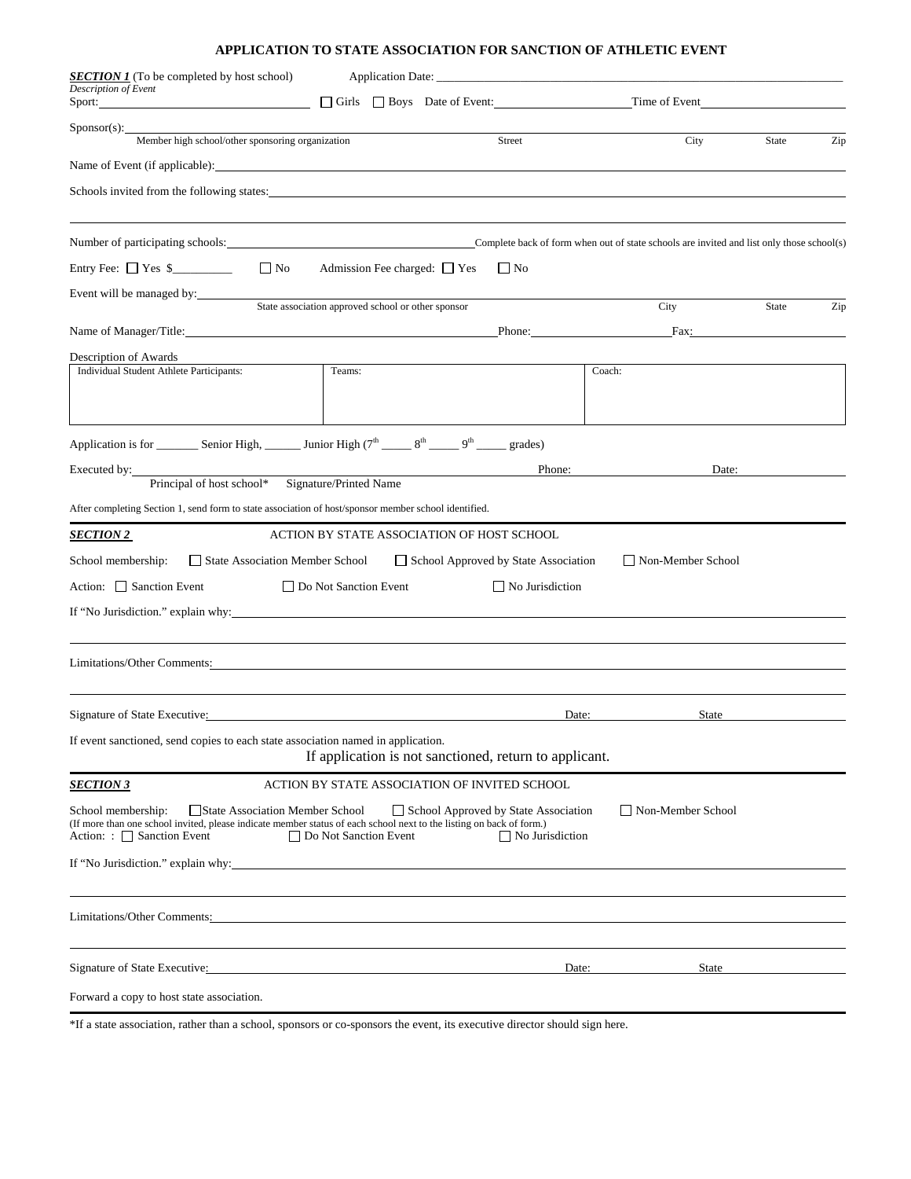# APPLICATION TO STATE ASSOCIATION FOR SANCTION OF ATHLETIC EVENT

***SECTION 1*** (To be completed by host school) Application Date: ______________________________

*Description of Event*

Sport: ______________________ ☐ Girls ☐ Boys Date of Event: ______________________ Time of Event ______________________

Sponsor(s): ______________________________________________________________________

Member high school/other sponsoring organization | Street | City | State | Zip

Name of Event (if applicable): ______________________________________________________________________

Schools invited from the following states: ______________________________________________________________________

______________________________________________________________________

Number of participating schools: ______________________ Complete back of form when out of state schools are invited and list only those school(s)

Entry Fee: ☐ Yes $_________ ☐ No Admission Fee charged: ☐ Yes ☐ No

Event will be managed by: ______________________________________________________________________

State association approved school or other sponsor | City | State | Zip

Name of Manager/Title: ______________________ Phone: ______________________ Fax: ______________________

Description of Awards

| Individual Student Athlete Participants: | Teams: | Coach: |
|---|---|---|
| | | |

Application is for _______ Senior High, ______ Junior High (7th _____ 8th _____ 9th _____ grades)

Executed by: ______________________ Phone: ______________________ Date: ______________________

Principal of host school* Signature/Printed Name

After completing Section 1, send form to state association of host/sponsor member school identified.

---

***SECTION 2*** ACTION BY STATE ASSOCIATION OF HOST SCHOOL

School membership: ☐ State Association Member School ☐ School Approved by State Association ☐ Non-Member School

Action: ☐ Sanction Event ☐ Do Not Sanction Event ☐ No Jurisdiction

If "No Jurisdiction." explain why: ______________________________________________________________________

______________________________________________________________________

Limitations/Other Comments: ______________________________________________________________________

______________________________________________________________________

Signature of State Executive: ______________________ Date: ______________________ State ______________________

If event sanctioned, send copies to each state association named in application.

If application is not sanctioned, return to applicant.

---

***SECTION 3*** ACTION BY STATE ASSOCIATION OF INVITED SCHOOL

School membership: ☐ State Association Member School ☐ School Approved by State Association ☐ Non-Member School

(If more than one school invited, please indicate member status of each school next to the listing on back of form.)

Action: : ☐ Sanction Event ☐ Do Not Sanction Event ☐ No Jurisdiction

If "No Jurisdiction." explain why: ______________________________________________________________________

______________________________________________________________________

Limitations/Other Comments: ______________________________________________________________________

______________________________________________________________________

Signature of State Executive: ______________________ Date: ______________________ State ______________________

Forward a copy to host state association.

---

*If a state association, rather than a school, sponsors or co-sponsors the event, its executive director should sign here.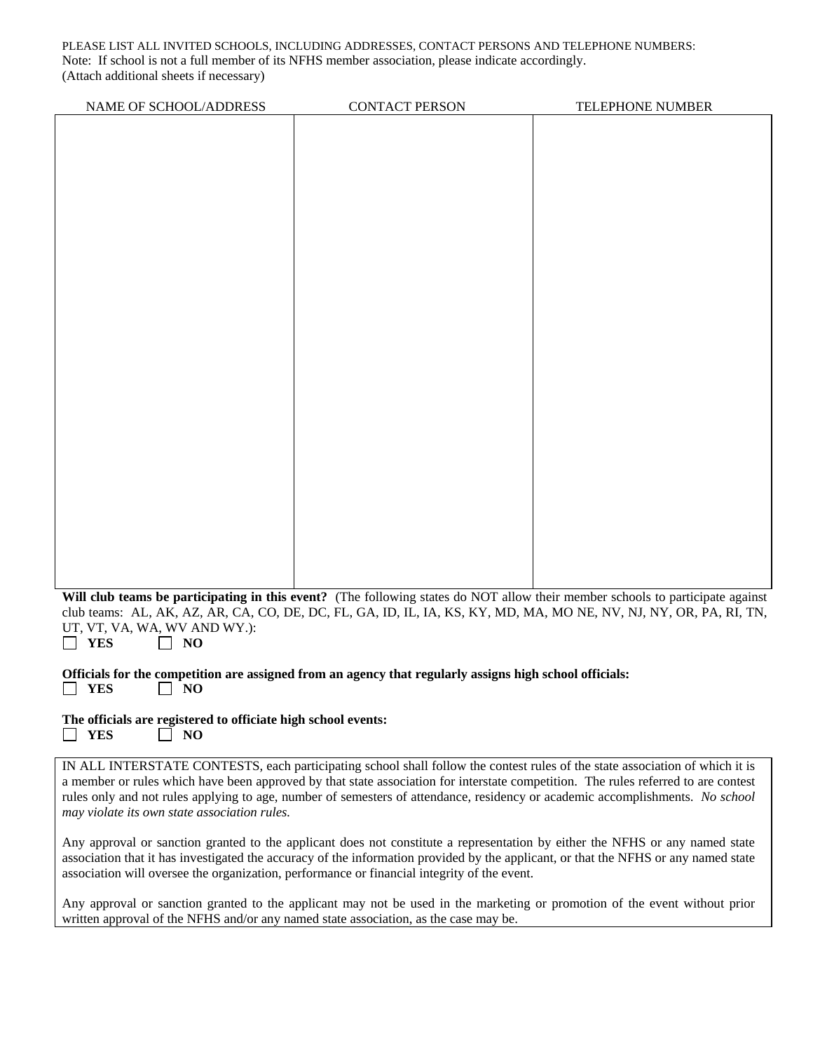PLEASE LIST ALL INVITED SCHOOLS, INCLUDING ADDRESSES, CONTACT PERSONS AND TELEPHONE NUMBERS:
Note: If school is not a full member of its NFHS member association, please indicate accordingly.
(Attach additional sheets if necessary)

| NAME OF SCHOOL/ADDRESS | CONTACT PERSON | TELEPHONE NUMBER |
|---|---|---|
| | | |

**Will club teams be participating in this event?** (The following states do NOT allow their member schools to participate against club teams: AL, AK, AZ, AR, CA, CO, DE, DC, FL, GA, ID, IL, IA, KS, KY, MD, MA, MO NE, NV, NJ, NY, OR, PA, RI, TN, UT, VT, VA, WA, WV AND WY.):

☐ **YES** ☐ **NO**

**Officials for the competition are assigned from an agency that regularly assigns high school officials:**

☐ **YES** ☐ **NO**

**The officials are registered to officiate high school events:**

☐ **YES** ☐ **NO**

IN ALL INTERSTATE CONTESTS, each participating school shall follow the contest rules of the state association of which it is a member or rules which have been approved by that state association for interstate competition. The rules referred to are contest rules only and not rules applying to age, number of semesters of attendance, residency or academic accomplishments. *No school may violate its own state association rules.*

Any approval or sanction granted to the applicant does not constitute a representation by either the NFHS or any named state association that it has investigated the accuracy of the information provided by the applicant, or that the NFHS or any named state association will oversee the organization, performance or financial integrity of the event.

Any approval or sanction granted to the applicant may not be used in the marketing or promotion of the event without prior written approval of the NFHS and/or any named state association, as the case may be.